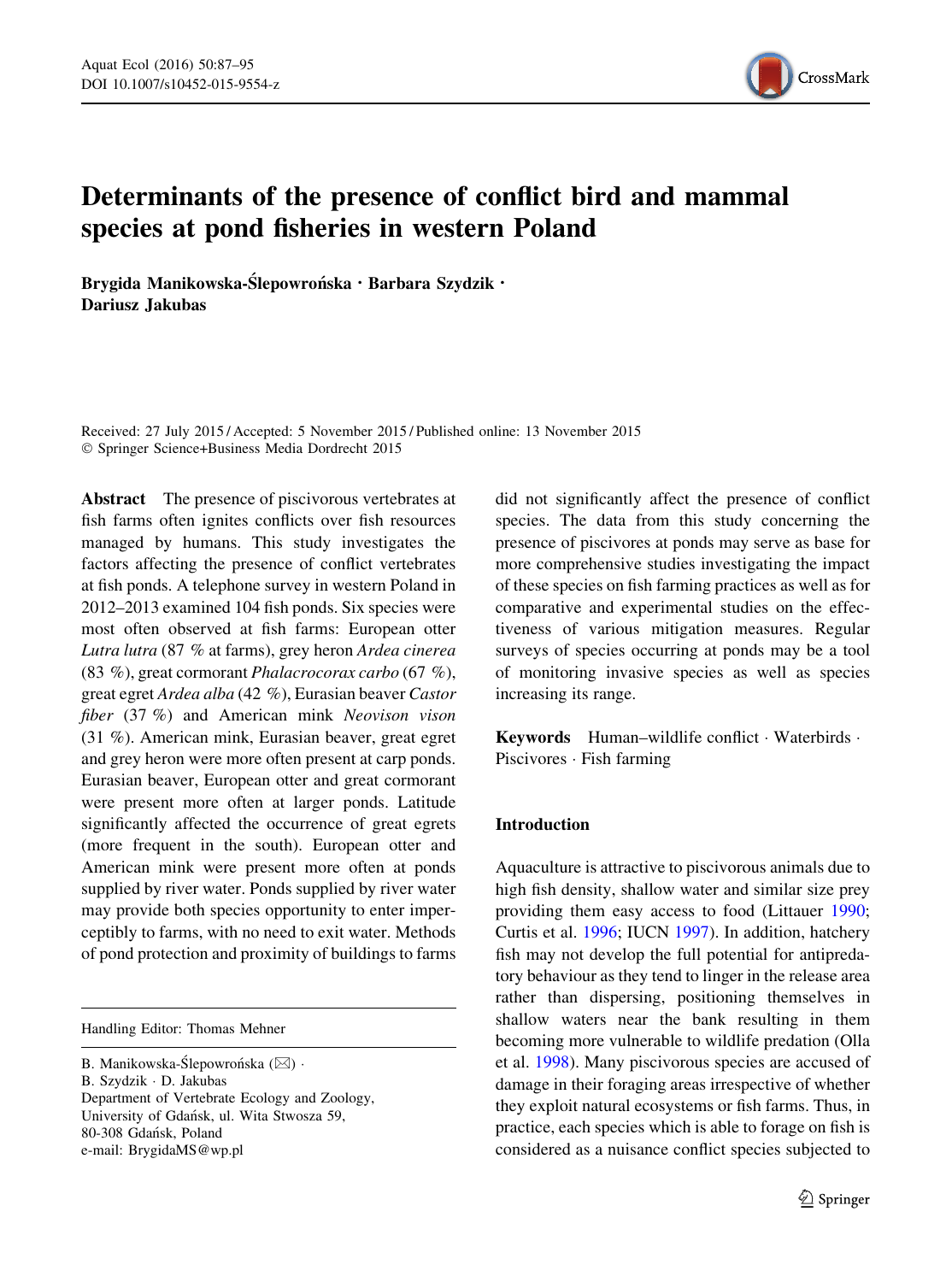# Determinants of the presence of conflict bird and mammal species at pond fisheries in western Poland

**Brygida Manikowska-Ślepowrońska · Barbara Szydzik · Dariusz Jakubas**

Received: 27 July 2015 / Accepted: 5 November 2015 / Published online: 13 November 2015
© Springer Science+Business Media Dordrecht 2015

**Abstract** The presence of piscivorous vertebrates at fish farms often ignites conflicts over fish resources managed by humans. This study investigates the factors affecting the presence of conflict vertebrates at fish ponds. A telephone survey in western Poland in 2012–2013 examined 104 fish ponds. Six species were most often observed at fish farms: European otter *Lutra lutra* (87 % at farms), grey heron *Ardea cinerea* (83 %), great cormorant *Phalacrocorax carbo* (67 %), great egret *Ardea alba* (42 %), Eurasian beaver *Castor fiber* (37 %) and American mink *Neovison vison* (31 %). American mink, Eurasian beaver, great egret and grey heron were more often present at carp ponds. Eurasian beaver, European otter and great cormorant were present more often at larger ponds. Latitude significantly affected the occurrence of great egrets (more frequent in the south). European otter and American mink were present more often at ponds supplied by river water. Ponds supplied by river water may provide both species opportunity to enter imperceptibly to farms, with no need to exit water. Methods of pond protection and proximity of buildings to farms did not significantly affect the presence of conflict species. The data from this study concerning the presence of piscivores at ponds may serve as base for more comprehensive studies investigating the impact of these species on fish farming practices as well as for comparative and experimental studies on the effectiveness of various mitigation measures. Regular surveys of species occurring at ponds may be a tool of monitoring invasive species as well as species increasing its range.

**Keywords** Human–wildlife conflict · Waterbirds · Piscivores · Fish farming

Handling Editor: Thomas Mehner

B. Manikowska-Ślepowrońska (✉) · B. Szydzik · D. Jakubas
Department of Vertebrate Ecology and Zoology, University of Gdańsk, ul. Wita Stwosza 59, 80-308 Gdańsk, Poland
e-mail: BrygidaMS@wp.pl

## Introduction

Aquaculture is attractive to piscivorous animals due to high fish density, shallow water and similar size prey providing them easy access to food (Littauer 1990; Curtis et al. 1996; IUCN 1997). In addition, hatchery fish may not develop the full potential for antipredatory behaviour as they tend to linger in the release area rather than dispersing, positioning themselves in shallow waters near the bank resulting in them becoming more vulnerable to wildlife predation (Olla et al. 1998). Many piscivorous species are accused of damage in their foraging areas irrespective of whether they exploit natural ecosystems or fish farms. Thus, in practice, each species which is able to forage on fish is considered as a nuisance conflict species subjected to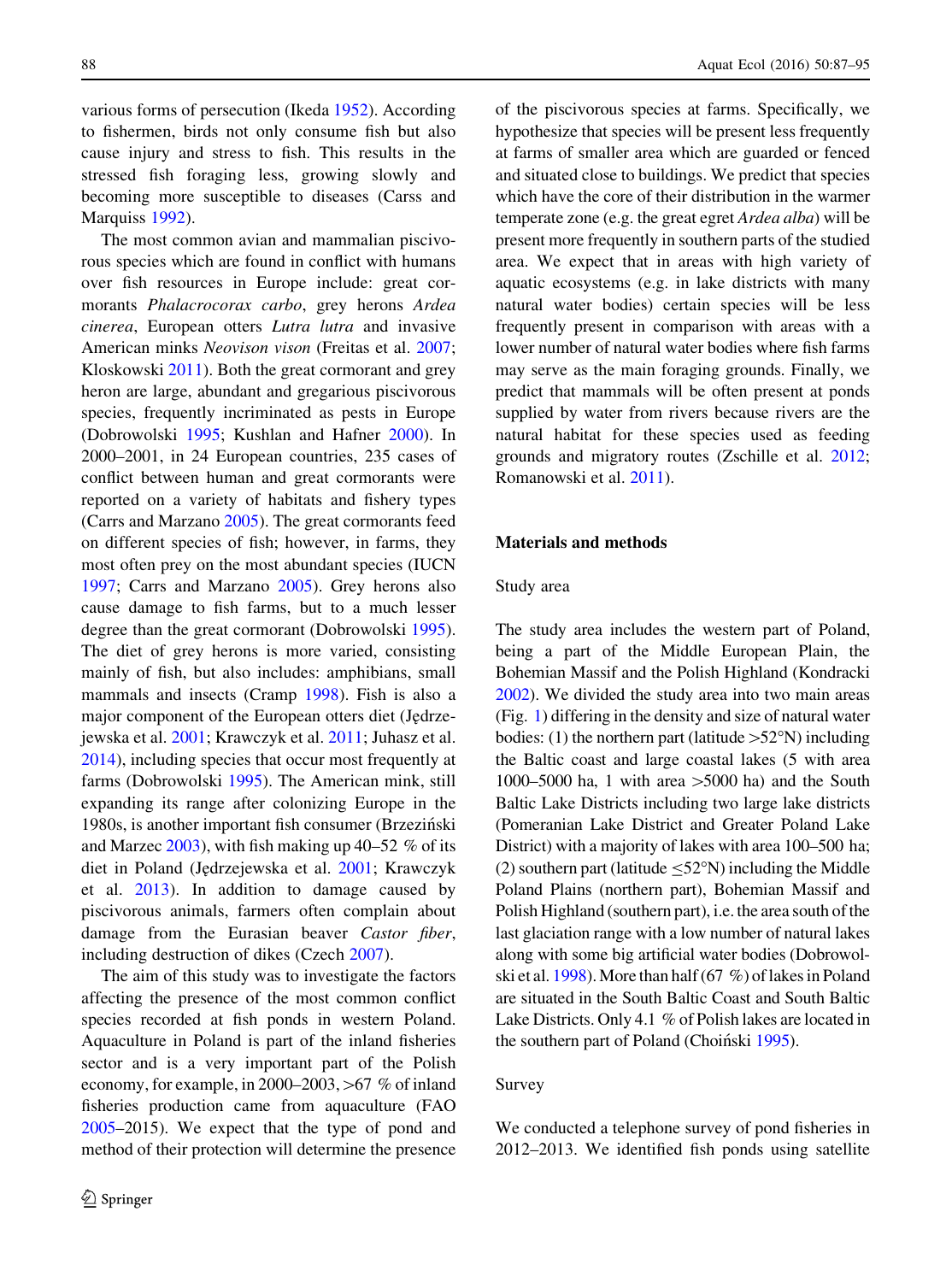various forms of persecution (Ikeda 1952). According to fishermen, birds not only consume fish but also cause injury and stress to fish. This results in the stressed fish foraging less, growing slowly and becoming more susceptible to diseases (Carss and Marquiss 1992).

The most common avian and mammalian piscivorous species which are found in conflict with humans over fish resources in Europe include: great cormorants *Phalacrocorax carbo*, grey herons *Ardea cinerea*, European otters *Lutra lutra* and invasive American minks *Neovison vison* (Freitas et al. 2007; Kloskowski 2011). Both the great cormorant and grey heron are large, abundant and gregarious piscivorous species, frequently incriminated as pests in Europe (Dobrowolski 1995; Kushlan and Hafner 2000). In 2000–2001, in 24 European countries, 235 cases of conflict between human and great cormorants were reported on a variety of habitats and fishery types (Carrs and Marzano 2005). The great cormorants feed on different species of fish; however, in farms, they most often prey on the most abundant species (IUCN 1997; Carrs and Marzano 2005). Grey herons also cause damage to fish farms, but to a much lesser degree than the great cormorant (Dobrowolski 1995). The diet of grey herons is more varied, consisting mainly of fish, but also includes: amphibians, small mammals and insects (Cramp 1998). Fish is also a major component of the European otters diet (Jędrzejewska et al. 2001; Krawczyk et al. 2011; Juhasz et al. 2014), including species that occur most frequently at farms (Dobrowolski 1995). The American mink, still expanding its range after colonizing Europe in the 1980s, is another important fish consumer (Brzeziński and Marzec 2003), with fish making up 40–52 % of its diet in Poland (Jędrzejewska et al. 2001; Krawczyk et al. 2013). In addition to damage caused by piscivorous animals, farmers often complain about damage from the Eurasian beaver *Castor fiber*, including destruction of dikes (Czech 2007).

The aim of this study was to investigate the factors affecting the presence of the most common conflict species recorded at fish ponds in western Poland. Aquaculture in Poland is part of the inland fisheries sector and is a very important part of the Polish economy, for example, in 2000–2003, >67 % of inland fisheries production came from aquaculture (FAO 2005–2015). We expect that the type of pond and method of their protection will determine the presence of the piscivorous species at farms. Specifically, we hypothesize that species will be present less frequently at farms of smaller area which are guarded or fenced and situated close to buildings. We predict that species which have the core of their distribution in the warmer temperate zone (e.g. the great egret *Ardea alba*) will be present more frequently in southern parts of the studied area. We expect that in areas with high variety of aquatic ecosystems (e.g. in lake districts with many natural water bodies) certain species will be less frequently present in comparison with areas with a lower number of natural water bodies where fish farms may serve as the main foraging grounds. Finally, we predict that mammals will be often present at ponds supplied by water from rivers because rivers are the natural habitat for these species used as feeding grounds and migratory routes (Zschille et al. 2012; Romanowski et al. 2011).

## Materials and methods

### Study area

The study area includes the western part of Poland, being a part of the Middle European Plain, the Bohemian Massif and the Polish Highland (Kondracki 2002). We divided the study area into two main areas (Fig. 1) differing in the density and size of natural water bodies: (1) the northern part (latitude >52°N) including the Baltic coast and large coastal lakes (5 with area 1000–5000 ha, 1 with area >5000 ha) and the South Baltic Lake Districts including two large lake districts (Pomeranian Lake District and Greater Poland Lake District) with a majority of lakes with area 100–500 ha; (2) southern part (latitude ≤52°N) including the Middle Poland Plains (northern part), Bohemian Massif and Polish Highland (southern part), i.e. the area south of the last glaciation range with a low number of natural lakes along with some big artificial water bodies (Dobrowolski et al. 1998). More than half (67 %) of lakes in Poland are situated in the South Baltic Coast and South Baltic Lake Districts. Only 4.1 % of Polish lakes are located in the southern part of Poland (Choiński 1995).

### Survey

We conducted a telephone survey of pond fisheries in 2012–2013. We identified fish ponds using satellite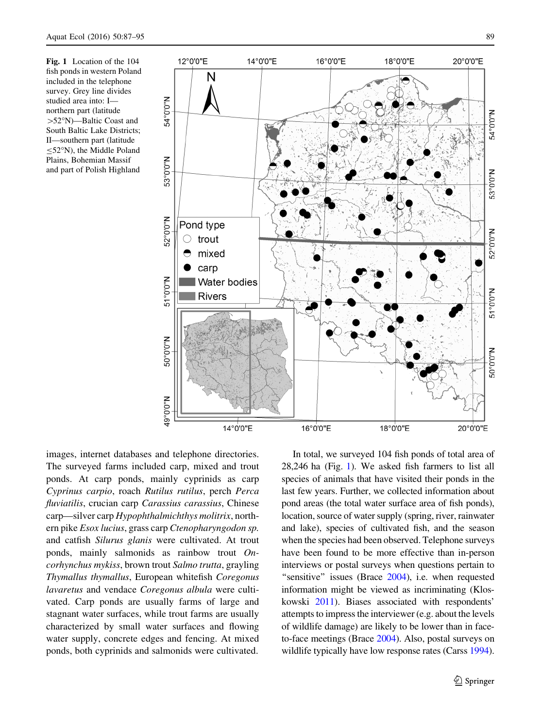Fig. 1 Location of the 104 fish ponds in western Poland included in the telephone survey. Grey line divides studied area into: I—northern part (latitude >52°N)—Baltic Coast and South Baltic Lake Districts; II—southern part (latitude ≤52°N), the Middle Poland Plains, Bohemian Massif and part of Polish Highland

images, internet databases and telephone directories. The surveyed farms included carp, mixed and trout ponds. At carp ponds, mainly cyprinids as carp *Cyprinus carpio*, roach *Rutilus rutilus*, perch *Perca fluviatilis*, crucian carp *Carassius carassius*, Chinese carp—silver carp *Hypophthalmichthys molitrix*, northern pike *Esox lucius*, grass carp *Ctenopharyngodon sp.* and catfish *Silurus glanis* were cultivated. At trout ponds, mainly salmonids as rainbow trout *Oncorhynchus mykiss*, brown trout *Salmo trutta*, grayling *Thymallus thymallus*, European whitefish *Coregonus lavaretus* and vendace *Coregonus albula* were cultivated. Carp ponds are usually farms of large and stagnant water surfaces, while trout farms are usually characterized by small water surfaces and flowing water supply, concrete edges and fencing. At mixed ponds, both cyprinids and salmonids were cultivated.

In total, we surveyed 104 fish ponds of total area of 28,246 ha (Fig. 1). We asked fish farmers to list all species of animals that have visited their ponds in the last few years. Further, we collected information about pond areas (the total water surface area of fish ponds), location, source of water supply (spring, river, rainwater and lake), species of cultivated fish, and the season when the species had been observed. Telephone surveys have been found to be more effective than in-person interviews or postal surveys when questions pertain to "sensitive" issues (Brace 2004), i.e. when requested information might be viewed as incriminating (Kloskowski 2011). Biases associated with respondents' attempts to impress the interviewer (e.g. about the levels of wildlife damage) are likely to be lower than in face-to-face meetings (Brace 2004). Also, postal surveys on wildlife typically have low response rates (Carss 1994).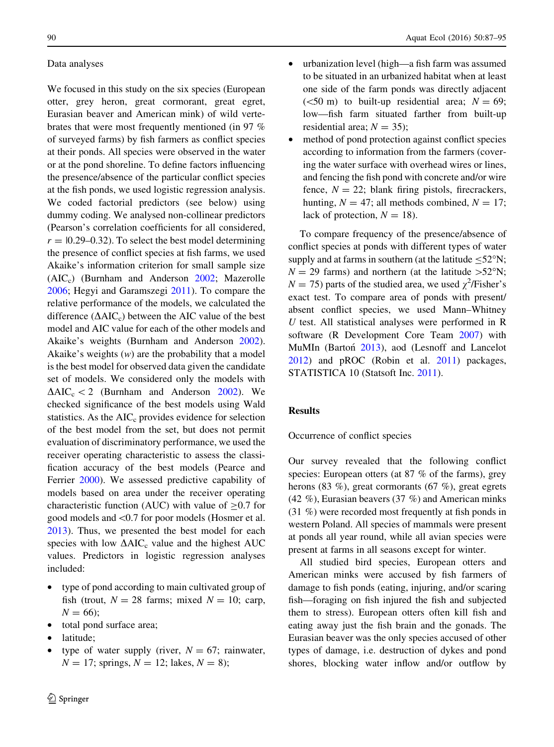## Data analyses

We focused in this study on the six species (European otter, grey heron, great cormorant, great egret, Eurasian beaver and American mink) of wild vertebrates that were most frequently mentioned (in 97 % of surveyed farms) by fish farmers as conflict species at their ponds. All species were observed in the water or at the pond shoreline. To define factors influencing the presence/absence of the particular conflict species at the fish ponds, we used logistic regression analysis. We coded factorial predictors (see below) using dummy coding. We analysed non-collinear predictors (Pearson's correlation coefficients for all considered, $r = |0.29–0.32)$. To select the best model determining the presence of conflict species at fish farms, we used Akaike's information criterion for small sample size ($AIC_c$) (Burnham and Anderson 2002; Mazerolle 2006; Hegyi and Garamszegi 2011). To compare the relative performance of the models, we calculated the difference ($\Delta AIC_c$) between the AIC value of the best model and AIC value for each of the other models and Akaike's weights (Burnham and Anderson 2002). Akaike's weights ($w$) are the probability that a model is the best model for observed data given the candidate set of models. We considered only the models with $\Delta AIC_c < 2$ (Burnham and Anderson 2002). We checked significance of the best models using Wald statistics. As the $AIC_c$ provides evidence for selection of the best model from the set, but does not permit evaluation of discriminatory performance, we used the receiver operating characteristic to assess the classification accuracy of the best models (Pearce and Ferrier 2000). We assessed predictive capability of models based on area under the receiver operating characteristic function (AUC) with value of $\geq 0.7$ for good models and $< 0.7$ for poor models (Hosmer et al. 2013). Thus, we presented the best model for each species with low $\Delta AIC_c$ value and the highest AUC values. Predictors in logistic regression analyses included:

- type of pond according to main cultivated group of fish (trout, $N = 28$ farms; mixed $N = 10$; carp, $N = 66$);
- total pond surface area;
- latitude;
- type of water supply (river, $N = 67$; rainwater, $N = 17$; springs, $N = 12$; lakes, $N = 8$);
- urbanization level (high—a fish farm was assumed to be situated in an urbanized habitat when at least one side of the farm ponds was directly adjacent ($<50$ m) to built-up residential area; $N = 69$; low—fish farm situated farther from built-up residential area; $N = 35$);
- method of pond protection against conflict species according to information from the farmers (covering the water surface with overhead wires or lines, and fencing the fish pond with concrete and/or wire fence, $N = 22$; blank firing pistols, firecrackers, hunting, $N = 47$; all methods combined, $N = 17$; lack of protection, $N = 18$).

To compare frequency of the presence/absence of conflict species at ponds with different types of water supply and at farms in southern (at the latitude $\leq 52°$N; $N = 29$ farms) and northern (at the latitude $>52°$N; $N = 75$) parts of the studied area, we used $\chi^2$/Fisher's exact test. To compare area of ponds with present/absent conflict species, we used Mann–Whitney $U$ test. All statistical analyses were performed in R software (R Development Core Team 2007) with MuMIn (Bartoń 2013), aod (Lesnoff and Lancelot 2012) and pROC (Robin et al. 2011) packages, STATISTICA 10 (Statsoft Inc. 2011).

## Results

### Occurrence of conflict species

Our survey revealed that the following conflict species: European otters (at 87 % of the farms), grey herons (83 %), great cormorants (67 %), great egrets (42 %), Eurasian beavers (37 %) and American minks (31 %) were recorded most frequently at fish ponds in western Poland. All species of mammals were present at ponds all year round, while all avian species were present at farms in all seasons except for winter.

All studied bird species, European otters and American minks were accused by fish farmers of damage to fish ponds (eating, injuring, and/or scaring fish—foraging on fish injured the fish and subjected them to stress). European otters often kill fish and eating away just the fish brain and the gonads. The Eurasian beaver was the only species accused of other types of damage, i.e. destruction of dykes and pond shores, blocking water inflow and/or outflow by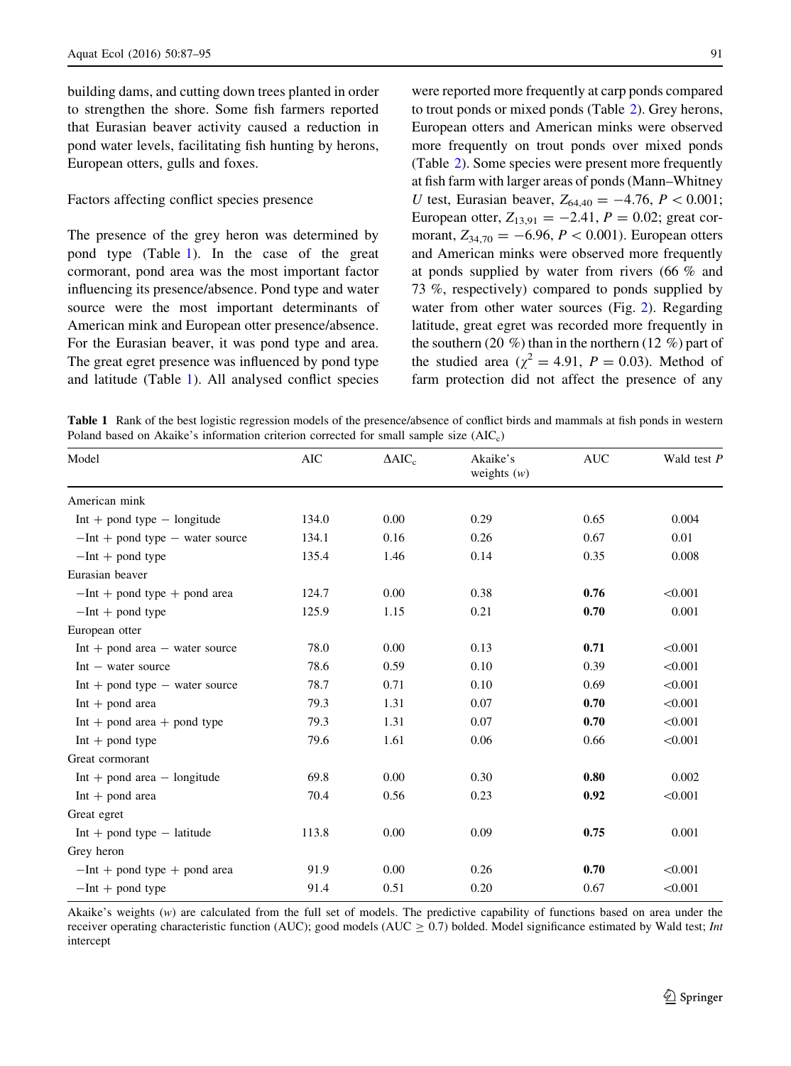building dams, and cutting down trees planted in order to strengthen the shore. Some fish farmers reported that Eurasian beaver activity caused a reduction in pond water levels, facilitating fish hunting by herons, European otters, gulls and foxes.

### Factors affecting conflict species presence

The presence of the grey heron was determined by pond type (Table 1). In the case of the great cormorant, pond area was the most important factor influencing its presence/absence. Pond type and water source were the most important determinants of American mink and European otter presence/absence. For the Eurasian beaver, it was pond type and area. The great egret presence was influenced by pond type and latitude (Table 1). All analysed conflict species were reported more frequently at carp ponds compared to trout ponds or mixed ponds (Table 2). Grey herons, European otters and American minks were observed more frequently on trout ponds over mixed ponds (Table 2). Some species were present more frequently at fish farm with larger areas of ponds (Mann–Whitney *U* test, Eurasian beaver, $Z_{64,40} = -4.76$, $P < 0.001$; European otter, $Z_{13,91} = -2.41$, $P = 0.02$; great cormorant, $Z_{34,70} = -6.96$, $P < 0.001$). European otters and American minks were observed more frequently at ponds supplied by water from rivers (66 % and 73 %, respectively) compared to ponds supplied by water from other water sources (Fig. 2). Regarding latitude, great egret was recorded more frequently in the southern (20 %) than in the northern (12 %) part of the studied area ($\chi^2 = 4.91$, $P = 0.03$). Method of farm protection did not affect the presence of any

**Table 1** Rank of the best logistic regression models of the presence/absence of conflict birds and mammals at fish ponds in western Poland based on Akaike's information criterion corrected for small sample size ($AIC_c$)

| Model | AIC | $\Delta AIC_c$ | Akaike's weights ($w$) | AUC | Wald test $P$ |
|---|---|---|---|---|---|
| American mink | | | | | |
| Int + pond type − longitude | 134.0 | 0.00 | 0.29 | 0.65 | 0.004 |
| −Int + pond type − water source | 134.1 | 0.16 | 0.26 | 0.67 | 0.01 |
| −Int + pond type | 135.4 | 1.46 | 0.14 | 0.35 | 0.008 |
| Eurasian beaver | | | | | |
| −Int + pond type + pond area | 124.7 | 0.00 | 0.38 | **0.76** | <0.001 |
| −Int + pond type | 125.9 | 1.15 | 0.21 | **0.70** | 0.001 |
| European otter | | | | | |
| Int + pond area − water source | 78.0 | 0.00 | 0.13 | **0.71** | <0.001 |
| Int − water source | 78.6 | 0.59 | 0.10 | 0.39 | <0.001 |
| Int + pond type − water source | 78.7 | 0.71 | 0.10 | 0.69 | <0.001 |
| Int + pond area | 79.3 | 1.31 | 0.07 | **0.70** | <0.001 |
| Int + pond area + pond type | 79.3 | 1.31 | 0.07 | **0.70** | <0.001 |
| Int + pond type | 79.6 | 1.61 | 0.06 | 0.66 | <0.001 |
| Great cormorant | | | | | |
| Int + pond area − longitude | 69.8 | 0.00 | 0.30 | **0.80** | 0.002 |
| Int + pond area | 70.4 | 0.56 | 0.23 | **0.92** | <0.001 |
| Great egret | | | | | |
| Int + pond type − latitude | 113.8 | 0.00 | 0.09 | **0.75** | 0.001 |
| Grey heron | | | | | |
| −Int + pond type + pond area | 91.9 | 0.00 | 0.26 | **0.70** | <0.001 |
| −Int + pond type | 91.4 | 0.51 | 0.20 | 0.67 | <0.001 |

Akaike's weights ($w$) are calculated from the full set of models. The predictive capability of functions based on area under the receiver operating characteristic function (AUC); good models (AUC ≥ 0.7) bolded. Model significance estimated by Wald test; *Int* intercept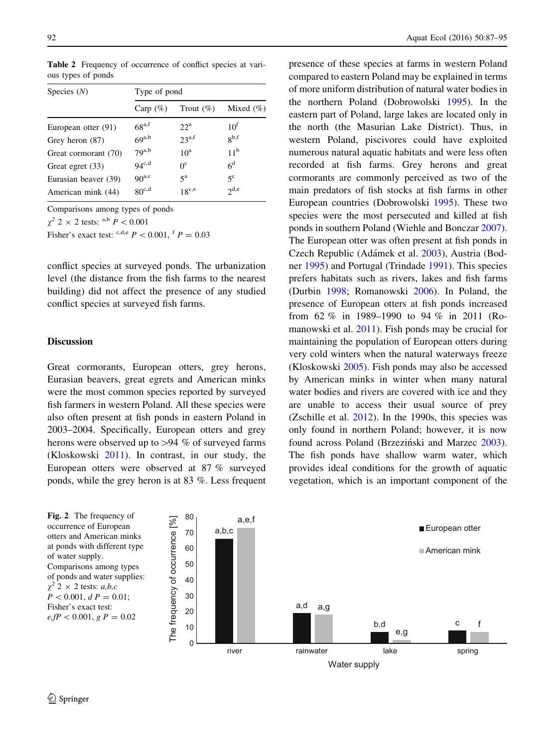**Table 2** Frequency of occurrence of conflict species at various types of ponds

| Species (*N*) | Type of pond | | |
|---|---|---|---|
| | Carp (%) | Trout (%) | Mixed (%) |
| European otter (91) | 68[a,f] | 22[a] | 10[f] |
| Grey heron (87) | 69[a,b] | 23[a,f] | 8[b,f] |
| Great cormorant (70) | 79[a,b] | 10[a] | 11[b] |
| Great egret (33) | 94[c,d] | 0[c] | 6[d] |
| Eurasian beaver (39) | 90[a,c] | 5[a] | 5[c] |
| American mink (44) | 80[c,d] | 18[c,e] | 2[d,e] |

Comparisons among types of ponds

$\chi^2$ 2 × 2 tests: [a,b] $P < 0.001$

Fisher's exact test: [c,d,e] $P < 0.001$, [f] $P = 0.03$

conflict species at surveyed ponds. The urbanization level (the distance from the fish farms to the nearest building) did not affect the presence of any studied conflict species at surveyed fish farms.

## Discussion

Great cormorants, European otters, grey herons, Eurasian beavers, great egrets and American minks were the most common species reported by surveyed fish farmers in western Poland. All these species were also often present at fish ponds in eastern Poland in 2003–2004. Specifically, European otters and grey herons were observed up to >94 % of surveyed farms (Kloskowski 2011). In contrast, in our study, the European otters were observed at 87 % surveyed ponds, while the grey heron is at 83 %. Less frequent presence of these species at farms in western Poland compared to eastern Poland may be explained in terms of more uniform distribution of natural water bodies in the northern Poland (Dobrowolski 1995). In the eastern part of Poland, large lakes are located only in the north (the Masurian Lake District). Thus, in western Poland, piscivores could have exploited numerous natural aquatic habitats and were less often recorded at fish farms. Grey herons and great cormorants are commonly perceived as two of the main predators of fish stocks at fish farms in other European countries (Dobrowolski 1995). These two species were the most persecuted and killed at fish ponds in southern Poland (Wiehle and Bonczar 2007). The European otter was often present at fish ponds in Czech Republic (Adámek et al. 2003), Austria (Bodner 1995) and Portugal (Trindade 1991). This species prefers habitats such as rivers, lakes and fish farms (Durbin 1998; Romanowski 2006). In Poland, the presence of European otters at fish ponds increased from 62 % in 1989–1990 to 94 % in 2011 (Romanowski et al. 2011). Fish ponds may be crucial for maintaining the population of European otters during very cold winters when the natural waterways freeze (Kloskowski 2005). Fish ponds may also be accessed by American minks in winter when many natural water bodies and rivers are covered with ice and they are unable to access their usual source of prey (Zschille et al. 2012). In the 1990s, this species was only found in northern Poland; however, it is now found across Poland (Brzeziński and Marzec 2003). The fish ponds have shallow warm water, which provides ideal conditions for the growth of aquatic vegetation, which is an important component of the

**Fig. 2** The frequency of occurrence of European otters and American minks at ponds with different type of water supply. Comparisons among types of ponds and water supplies: $\chi^2$ 2 × 2 tests: *a,b,c* $P < 0.001$, *d* $P = 0.01$; Fisher's exact test: *e,f* $P < 0.001$, *g* $P = 0.02$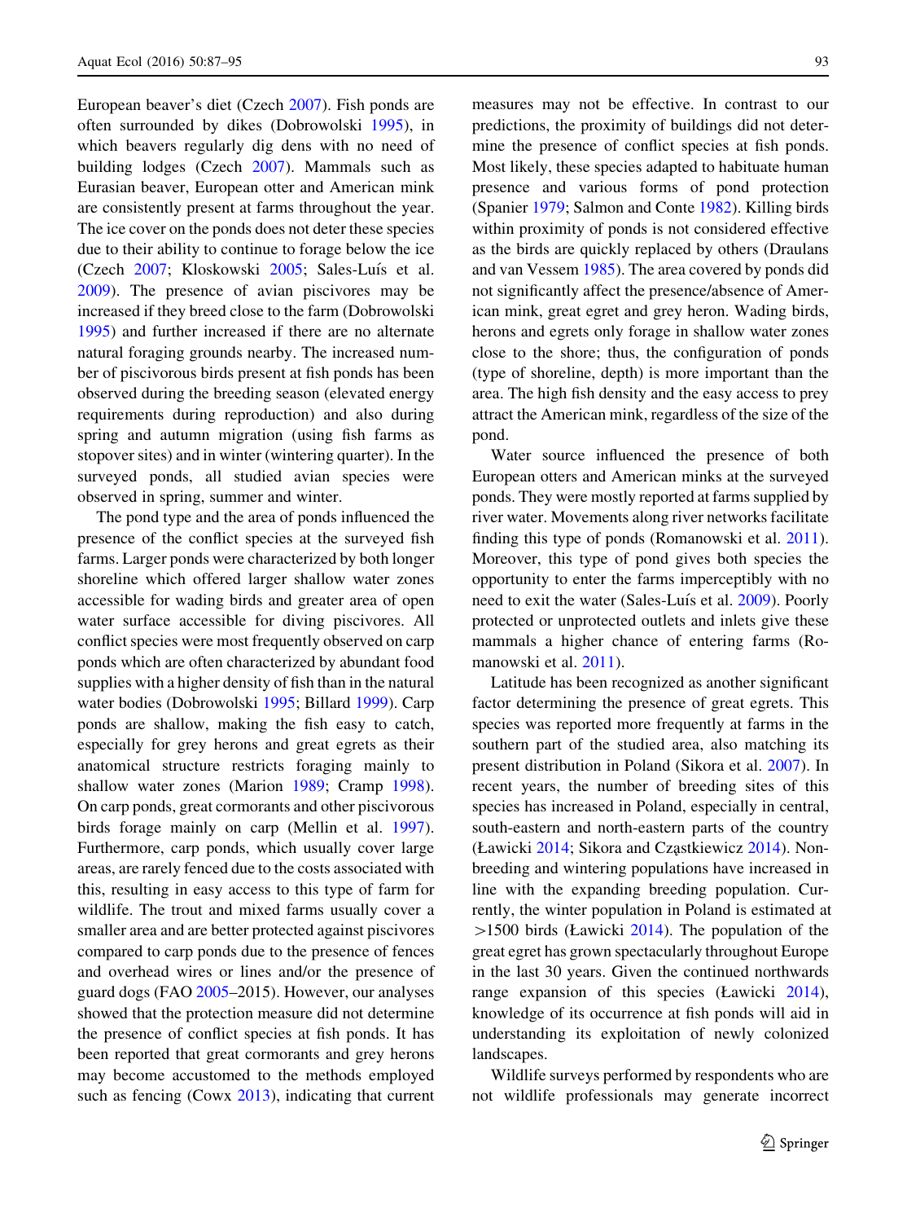European beaver's diet (Czech 2007). Fish ponds are often surrounded by dikes (Dobrowolski 1995), in which beavers regularly dig dens with no need of building lodges (Czech 2007). Mammals such as Eurasian beaver, European otter and American mink are consistently present at farms throughout the year. The ice cover on the ponds does not deter these species due to their ability to continue to forage below the ice (Czech 2007; Kloskowski 2005; Sales-Luís et al. 2009). The presence of avian piscivores may be increased if they breed close to the farm (Dobrowolski 1995) and further increased if there are no alternate natural foraging grounds nearby. The increased number of piscivorous birds present at fish ponds has been observed during the breeding season (elevated energy requirements during reproduction) and also during spring and autumn migration (using fish farms as stopover sites) and in winter (wintering quarter). In the surveyed ponds, all studied avian species were observed in spring, summer and winter.

The pond type and the area of ponds influenced the presence of the conflict species at the surveyed fish farms. Larger ponds were characterized by both longer shoreline which offered larger shallow water zones accessible for wading birds and greater area of open water surface accessible for diving piscivores. All conflict species were most frequently observed on carp ponds which are often characterized by abundant food supplies with a higher density of fish than in the natural water bodies (Dobrowolski 1995; Billard 1999). Carp ponds are shallow, making the fish easy to catch, especially for grey herons and great egrets as their anatomical structure restricts foraging mainly to shallow water zones (Marion 1989; Cramp 1998). On carp ponds, great cormorants and other piscivorous birds forage mainly on carp (Mellin et al. 1997). Furthermore, carp ponds, which usually cover large areas, are rarely fenced due to the costs associated with this, resulting in easy access to this type of farm for wildlife. The trout and mixed farms usually cover a smaller area and are better protected against piscivores compared to carp ponds due to the presence of fences and overhead wires or lines and/or the presence of guard dogs (FAO 2005–2015). However, our analyses showed that the protection measure did not determine the presence of conflict species at fish ponds. It has been reported that great cormorants and grey herons may become accustomed to the methods employed such as fencing (Cowx 2013), indicating that current measures may not be effective. In contrast to our predictions, the proximity of buildings did not determine the presence of conflict species at fish ponds. Most likely, these species adapted to habituate human presence and various forms of pond protection (Spanier 1979; Salmon and Conte 1982). Killing birds within proximity of ponds is not considered effective as the birds are quickly replaced by others (Draulans and van Vessem 1985). The area covered by ponds did not significantly affect the presence/absence of American mink, great egret and grey heron. Wading birds, herons and egrets only forage in shallow water zones close to the shore; thus, the configuration of ponds (type of shoreline, depth) is more important than the area. The high fish density and the easy access to prey attract the American mink, regardless of the size of the pond.

Water source influenced the presence of both European otters and American minks at the surveyed ponds. They were mostly reported at farms supplied by river water. Movements along river networks facilitate finding this type of ponds (Romanowski et al. 2011). Moreover, this type of pond gives both species the opportunity to enter the farms imperceptibly with no need to exit the water (Sales-Luís et al. 2009). Poorly protected or unprotected outlets and inlets give these mammals a higher chance of entering farms (Romanowski et al. 2011).

Latitude has been recognized as another significant factor determining the presence of great egrets. This species was reported more frequently at farms in the southern part of the studied area, also matching its present distribution in Poland (Sikora et al. 2007). In recent years, the number of breeding sites of this species has increased in Poland, especially in central, south-eastern and north-eastern parts of the country (Ławicki 2014; Sikora and Cząstkiewicz 2014). Non-breeding and wintering populations have increased in line with the expanding breeding population. Currently, the winter population in Poland is estimated at >1500 birds (Ławicki 2014). The population of the great egret has grown spectacularly throughout Europe in the last 30 years. Given the continued northwards range expansion of this species (Ławicki 2014), knowledge of its occurrence at fish ponds will aid in understanding its exploitation of newly colonized landscapes.

Wildlife surveys performed by respondents who are not wildlife professionals may generate incorrect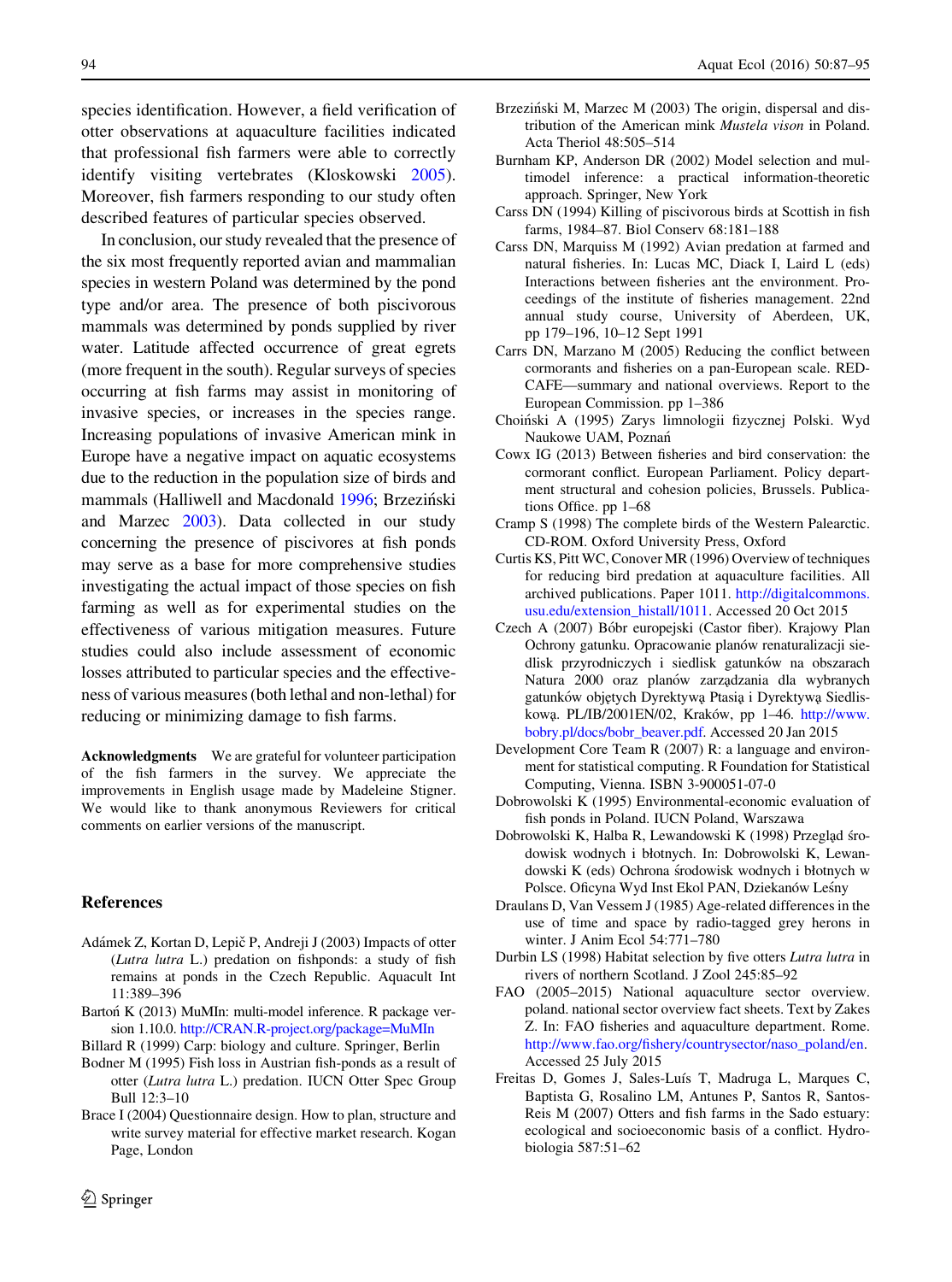species identification. However, a field verification of otter observations at aquaculture facilities indicated that professional fish farmers were able to correctly identify visiting vertebrates (Kloskowski 2005). Moreover, fish farmers responding to our study often described features of particular species observed.

In conclusion, our study revealed that the presence of the six most frequently reported avian and mammalian species in western Poland was determined by the pond type and/or area. The presence of both piscivorous mammals was determined by ponds supplied by river water. Latitude affected occurrence of great egrets (more frequent in the south). Regular surveys of species occurring at fish farms may assist in monitoring of invasive species, or increases in the species range. Increasing populations of invasive American mink in Europe have a negative impact on aquatic ecosystems due to the reduction in the population size of birds and mammals (Halliwell and Macdonald 1996; Brzeziński and Marzec 2003). Data collected in our study concerning the presence of piscivores at fish ponds may serve as a base for more comprehensive studies investigating the actual impact of those species on fish farming as well as for experimental studies on the effectiveness of various mitigation measures. Future studies could also include assessment of economic losses attributed to particular species and the effectiveness of various measures (both lethal and non-lethal) for reducing or minimizing damage to fish farms.

**Acknowledgments** We are grateful for volunteer participation of the fish farmers in the survey. We appreciate the improvements in English usage made by Madeleine Stigner. We would like to thank anonymous Reviewers for critical comments on earlier versions of the manuscript.

## References

Adámek Z, Kortan D, Lepič P, Andreji J (2003) Impacts of otter (*Lutra lutra* L.) predation on fishponds: a study of fish remains at ponds in the Czech Republic. Aquacult Int 11:389–396

Bartoń K (2013) MuMIn: multi-model inference. R package version 1.10.0. http://CRAN.R-project.org/package=MuMIn

Billard R (1999) Carp: biology and culture. Springer, Berlin

Bodner M (1995) Fish loss in Austrian fish-ponds as a result of otter (*Lutra lutra* L.) predation. IUCN Otter Spec Group Bull 12:3–10

Brace I (2004) Questionnaire design. How to plan, structure and write survey material for effective market research. Kogan Page, London

Brzeziński M, Marzec M (2003) The origin, dispersal and distribution of the American mink *Mustela vison* in Poland. Acta Theriol 48:505–514

Burnham KP, Anderson DR (2002) Model selection and multimodel inference: a practical information-theoretic approach. Springer, New York

Carss DN (1994) Killing of piscivorous birds at Scottish in fish farms, 1984–87. Biol Conserv 68:181–188

Carss DN, Marquiss M (1992) Avian predation at farmed and natural fisheries. In: Lucas MC, Diack I, Laird L (eds) Interactions between fisheries ant the environment. Proceedings of the institute of fisheries management. 22nd annual study course, University of Aberdeen, UK, pp 179–196, 10–12 Sept 1991

Carrs DN, Marzano M (2005) Reducing the conflict between cormorants and fisheries on a pan-European scale. REDCAFE—summary and national overviews. Report to the European Commission. pp 1–386

Choiński A (1995) Zarys limnologii fizycznej Polski. Wyd Naukowe UAM, Poznań

Cowx IG (2013) Between fisheries and bird conservation: the cormorant conflict. European Parliament. Policy department structural and cohesion policies, Brussels. Publications Office. pp 1–68

Cramp S (1998) The complete birds of the Western Palearctic. CD-ROM. Oxford University Press, Oxford

Curtis KS, Pitt WC, Conover MR (1996) Overview of techniques for reducing bird predation at aquaculture facilities. All archived publications. Paper 1011. http://digitalcommons.usu.edu/extension_histall/1011. Accessed 20 Oct 2015

Czech A (2007) Bóbr europejski (Castor fiber). Krajowy Plan Ochrony gatunku. Opracowanie planów renaturalizacji siedlisk przyrodniczych i siedlisk gatunków na obszarach Natura 2000 oraz planów zarządzania dla wybranych gatunków objętych Dyrektywą Ptasią i Dyrektywą Siedliskową. PL/IB/2001EN/02, Kraków, pp 1–46. http://www.bobry.pl/docs/bobr_beaver.pdf. Accessed 20 Jan 2015

Development Core Team R (2007) R: a language and environment for statistical computing. R Foundation for Statistical Computing, Vienna. ISBN 3-900051-07-0

Dobrowolski K (1995) Environmental-economic evaluation of fish ponds in Poland. IUCN Poland, Warszawa

Dobrowolski K, Halba R, Lewandowski K (1998) Przegląd środowisk wodnych i błotnych. In: Dobrowolski K, Lewandowski K (eds) Ochrona środowisk wodnych i błotnych w Polsce. Oficyna Wyd Inst Ekol PAN, Dziekanów Leśny

Draulans D, Van Vessem J (1985) Age-related differences in the use of time and space by radio-tagged grey herons in winter. J Anim Ecol 54:771–780

Durbin LS (1998) Habitat selection by five otters *Lutra lutra* in rivers of northern Scotland. J Zool 245:85–92

FAO (2005–2015) National aquaculture sector overview. poland. national sector overview fact sheets. Text by Zakes Z. In: FAO fisheries and aquaculture department. Rome. http://www.fao.org/fishery/countrysector/naso_poland/en. Accessed 25 July 2015

Freitas D, Gomes J, Sales-Luís T, Madruga L, Marques C, Baptista G, Rosalino LM, Antunes P, Santos R, Santos-Reis M (2007) Otters and fish farms in the Sado estuary: ecological and socioeconomic basis of a conflict. Hydrobiologia 587:51–62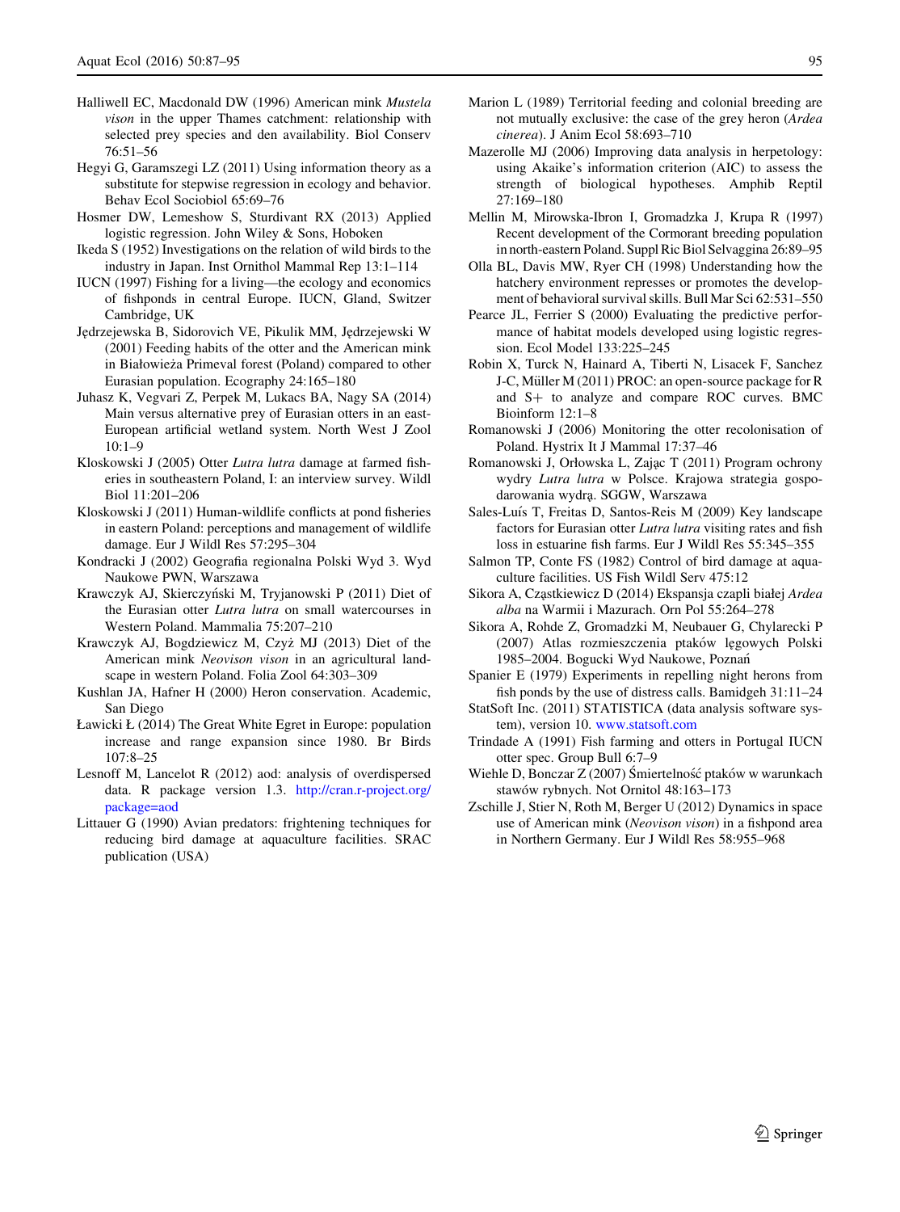Halliwell EC, Macdonald DW (1996) American mink *Mustela vison* in the upper Thames catchment: relationship with selected prey species and den availability. Biol Conserv 76:51–56

Hegyi G, Garamszegi LZ (2011) Using information theory as a substitute for stepwise regression in ecology and behavior. Behav Ecol Sociobiol 65:69–76

Hosmer DW, Lemeshow S, Sturdivant RX (2013) Applied logistic regression. John Wiley & Sons, Hoboken

Ikeda S (1952) Investigations on the relation of wild birds to the industry in Japan. Inst Ornithol Mammal Rep 13:1–114

IUCN (1997) Fishing for a living—the ecology and economics of fishponds in central Europe. IUCN, Gland, Switzer Cambridge, UK

Jędrzejewska B, Sidorovich VE, Pikulik MM, Jędrzejewski W (2001) Feeding habits of the otter and the American mink in Białowieża Primeval forest (Poland) compared to other Eurasian population. Ecography 24:165–180

Juhasz K, Vegvari Z, Perpek M, Lukacs BA, Nagy SA (2014) Main versus alternative prey of Eurasian otters in an east-European artificial wetland system. North West J Zool 10:1–9

Kloskowski J (2005) Otter *Lutra lutra* damage at farmed fisheries in southeastern Poland, I: an interview survey. Wildl Biol 11:201–206

Kloskowski J (2011) Human-wildlife conflicts at pond fisheries in eastern Poland: perceptions and management of wildlife damage. Eur J Wildl Res 57:295–304

Kondracki J (2002) Geografia regionalna Polski Wyd 3. Wyd Naukowe PWN, Warszawa

Krawczyk AJ, Skierczyński M, Tryjanowski P (2011) Diet of the Eurasian otter *Lutra lutra* on small watercourses in Western Poland. Mammalia 75:207–210

Krawczyk AJ, Bogdziewicz M, Czyż MJ (2013) Diet of the American mink *Neovison vison* in an agricultural landscape in western Poland. Folia Zool 64:303–309

Kushlan JA, Hafner H (2000) Heron conservation. Academic, San Diego

Ławicki Ł (2014) The Great White Egret in Europe: population increase and range expansion since 1980. Br Birds 107:8–25

Lesnoff M, Lancelot R (2012) aod: analysis of overdispersed data. R package version 1.3. http://cran.r-project.org/package=aod

Littauer G (1990) Avian predators: frightening techniques for reducing bird damage at aquaculture facilities. SRAC publication (USA)

Marion L (1989) Territorial feeding and colonial breeding are not mutually exclusive: the case of the grey heron (*Ardea cinerea*). J Anim Ecol 58:693–710

Mazerolle MJ (2006) Improving data analysis in herpetology: using Akaike's information criterion (AIC) to assess the strength of biological hypotheses. Amphib Reptil 27:169–180

Mellin M, Mirowska-Ibron I, Gromadzka J, Krupa R (1997) Recent development of the Cormorant breeding population in north-eastern Poland. Suppl Ric Biol Selvaggina 26:89–95

Olla BL, Davis MW, Ryer CH (1998) Understanding how the hatchery environment represses or promotes the development of behavioral survival skills. Bull Mar Sci 62:531–550

Pearce JL, Ferrier S (2000) Evaluating the predictive performance of habitat models developed using logistic regression. Ecol Model 133:225–245

Robin X, Turck N, Hainard A, Tiberti N, Lisacek F, Sanchez J-C, Müller M (2011) PROC: an open-source package for R and S+ to analyze and compare ROC curves. BMC Bioinform 12:1–8

Romanowski J (2006) Monitoring the otter recolonisation of Poland. Hystrix It J Mammal 17:37–46

Romanowski J, Orłowska L, Zając T (2011) Program ochrony wydry *Lutra lutra* w Polsce. Krajowa strategia gospodarowania wydrą. SGGW, Warszawa

Sales-Luís T, Freitas D, Santos-Reis M (2009) Key landscape factors for Eurasian otter *Lutra lutra* visiting rates and fish loss in estuarine fish farms. Eur J Wildl Res 55:345–355

Salmon TP, Conte FS (1982) Control of bird damage at aquaculture facilities. US Fish Wildl Serv 475:12

Sikora A, Cząstkiewicz D (2014) Ekspansja czapli białej *Ardea alba* na Warmii i Mazurach. Orn Pol 55:264–278

Sikora A, Rohde Z, Gromadzki M, Neubauer G, Chylarecki P (2007) Atlas rozmieszczenia ptaków lęgowych Polski 1985–2004. Bogucki Wyd Naukowe, Poznań

Spanier E (1979) Experiments in repelling night herons from fish ponds by the use of distress calls. Bamidgeh 31:11–24

StatSoft Inc. (2011) STATISTICA (data analysis software system), version 10. www.statsoft.com

Trindade A (1991) Fish farming and otters in Portugal IUCN otter spec. Group Bull 6:7–9

Wiehle D, Bonczar Z (2007) Śmiertelność ptaków w warunkach stawów rybnych. Not Ornitol 48:163–173

Zschille J, Stier N, Roth M, Berger U (2012) Dynamics in space use of American mink (*Neovison vison*) in a fishpond area in Northern Germany. Eur J Wildl Res 58:955–968